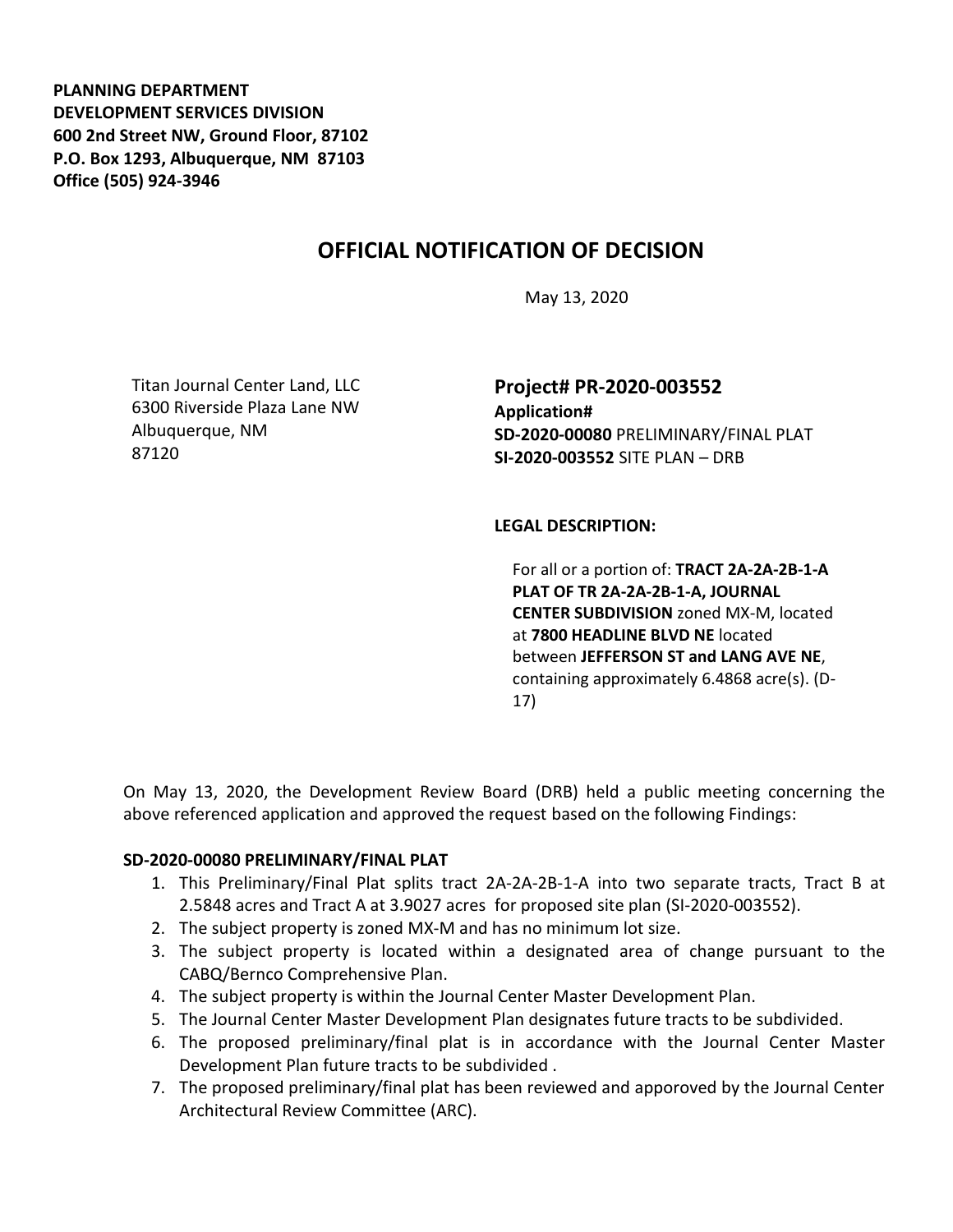**PLANNING DEPARTMENT**
**DEVELOPMENT SERVICES DIVISION**
**600 2nd Street NW, Ground Floor, 87102**
**P.O. Box 1293, Albuquerque, NM 87103**
**Office (505) 924-3946**

# OFFICIAL NOTIFICATION OF DECISION

May 13, 2020

Titan Journal Center Land, LLC
6300 Riverside Plaza Lane NW
Albuquerque, NM
87120

**Project# PR-2020-003552**
**Application#**
**SD-2020-00080** PRELIMINARY/FINAL PLAT
**SI-2020-003552** SITE PLAN – DRB

**LEGAL DESCRIPTION:**

For all or a portion of: **TRACT 2A-2A-2B-1-A PLAT OF TR 2A-2A-2B-1-A, JOURNAL CENTER SUBDIVISION** zoned MX-M, located at **7800 HEADLINE BLVD NE** located between **JEFFERSON ST and LANG AVE NE**, containing approximately 6.4868 acre(s). (D-17)

On May 13, 2020, the Development Review Board (DRB) held a public meeting concerning the above referenced application and approved the request based on the following Findings:

**SD-2020-00080 PRELIMINARY/FINAL PLAT**

1. This Preliminary/Final Plat splits tract 2A-2A-2B-1-A into two separate tracts, Tract B at 2.5848 acres and Tract A at 3.9027 acres for proposed site plan (SI-2020-003552).
2. The subject property is zoned MX-M and has no minimum lot size.
3. The subject property is located within a designated area of change pursuant to the CABQ/Bernco Comprehensive Plan.
4. The subject property is within the Journal Center Master Development Plan.
5. The Journal Center Master Development Plan designates future tracts to be subdivided.
6. The proposed preliminary/final plat is in accordance with the Journal Center Master Development Plan future tracts to be subdivided .
7. The proposed preliminary/final plat has been reviewed and apporoved by the Journal Center Architectural Review Committee (ARC).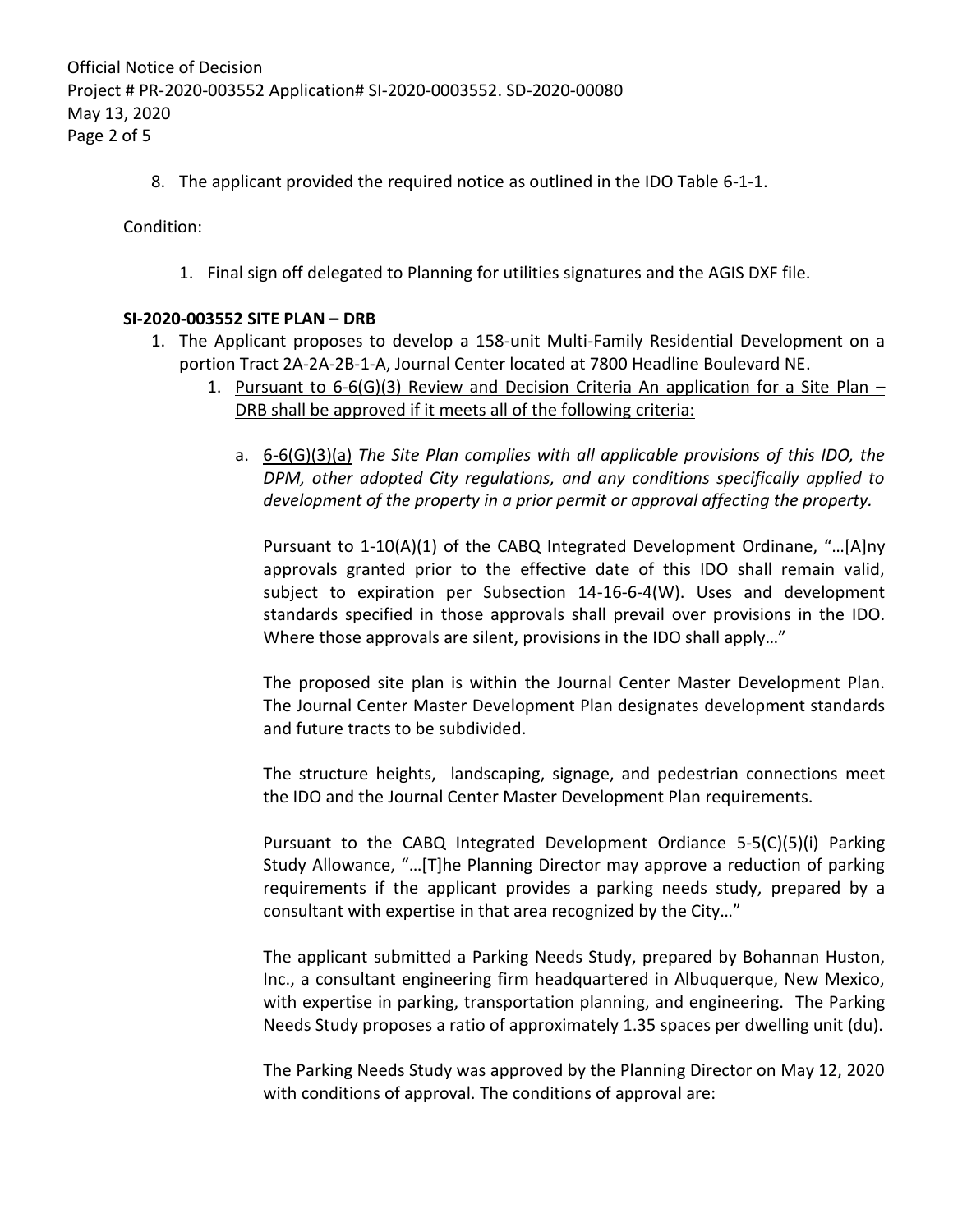8. The applicant provided the required notice as outlined in the IDO Table 6-1-1.

Condition:

1. Final sign off delegated to Planning for utilities signatures and the AGIS DXF file.

**SI-2020-003552 SITE PLAN – DRB**

1. The Applicant proposes to develop a 158-unit Multi-Family Residential Development on a portion Tract 2A-2A-2B-1-A, Journal Center located at 7800 Headline Boulevard NE.
    1. Pursuant to 6-6(G)(3) Review and Decision Criteria An application for a Site Plan – DRB shall be approved if it meets all of the following criteria:
        a. 6-6(G)(3)(a) *The Site Plan complies with all applicable provisions of this IDO, the DPM, other adopted City regulations, and any conditions specifically applied to development of the property in a prior permit or approval affecting the property.*

        Pursuant to 1-10(A)(1) of the CABQ Integrated Development Ordinane, "…[A]ny approvals granted prior to the effective date of this IDO shall remain valid, subject to expiration per Subsection 14-16-6-4(W). Uses and development standards specified in those approvals shall prevail over provisions in the IDO. Where those approvals are silent, provisions in the IDO shall apply…"

        The proposed site plan is within the Journal Center Master Development Plan. The Journal Center Master Development Plan designates development standards and future tracts to be subdivided.

        The structure heights, landscaping, signage, and pedestrian connections meet the IDO and the Journal Center Master Development Plan requirements.

        Pursuant to the CABQ Integrated Development Ordiance 5-5(C)(5)(i) Parking Study Allowance, "…[T]he Planning Director may approve a reduction of parking requirements if the applicant provides a parking needs study, prepared by a consultant with expertise in that area recognized by the City…"

        The applicant submitted a Parking Needs Study, prepared by Bohannan Huston, Inc., a consultant engineering firm headquartered in Albuquerque, New Mexico, with expertise in parking, transportation planning, and engineering. The Parking Needs Study proposes a ratio of approximately 1.35 spaces per dwelling unit (du).

        The Parking Needs Study was approved by the Planning Director on May 12, 2020 with conditions of approval. The conditions of approval are: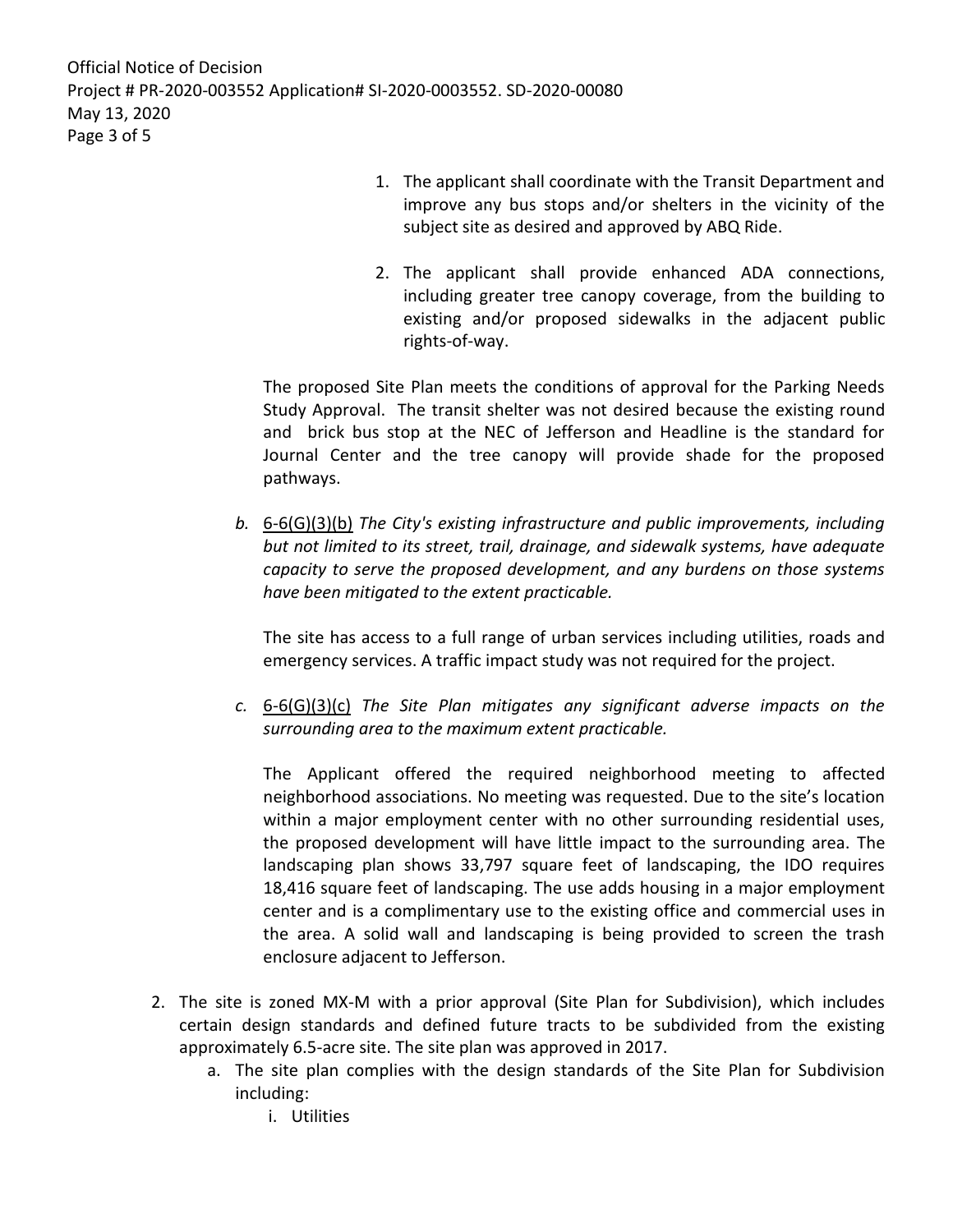1. The applicant shall coordinate with the Transit Department and improve any bus stops and/or shelters in the vicinity of the subject site as desired and approved by ABQ Ride.

2. The applicant shall provide enhanced ADA connections, including greater tree canopy coverage, from the building to existing and/or proposed sidewalks in the adjacent public rights-of-way.

The proposed Site Plan meets the conditions of approval for the Parking Needs Study Approval. The transit shelter was not desired because the existing round and brick bus stop at the NEC of Jefferson and Headline is the standard for Journal Center and the tree canopy will provide shade for the proposed pathways.

*b.* 6-6(G)(3)(b) *The City's existing infrastructure and public improvements, including but not limited to its street, trail, drainage, and sidewalk systems, have adequate capacity to serve the proposed development, and any burdens on those systems have been mitigated to the extent practicable.*

The site has access to a full range of urban services including utilities, roads and emergency services. A traffic impact study was not required for the project.

*c.* 6-6(G)(3)(c) *The Site Plan mitigates any significant adverse impacts on the surrounding area to the maximum extent practicable.*

The Applicant offered the required neighborhood meeting to affected neighborhood associations. No meeting was requested. Due to the site's location within a major employment center with no other surrounding residential uses, the proposed development will have little impact to the surrounding area. The landscaping plan shows 33,797 square feet of landscaping, the IDO requires 18,416 square feet of landscaping. The use adds housing in a major employment center and is a complimentary use to the existing office and commercial uses in the area. A solid wall and landscaping is being provided to screen the trash enclosure adjacent to Jefferson.

2. The site is zoned MX-M with a prior approval (Site Plan for Subdivision), which includes certain design standards and defined future tracts to be subdivided from the existing approximately 6.5-acre site. The site plan was approved in 2017.
   a. The site plan complies with the design standards of the Site Plan for Subdivision including:
      i. Utilities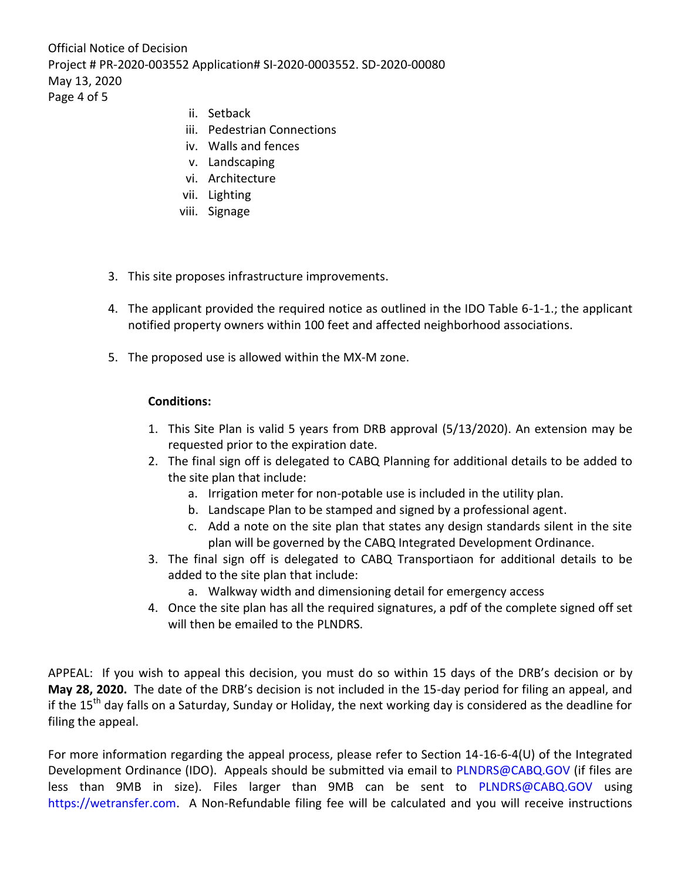ii. Setback
   iii. Pedestrian Connections
   iv. Walls and fences
   v. Landscaping
   vi. Architecture
   vii. Lighting
   viii. Signage

3. This site proposes infrastructure improvements.

4. The applicant provided the required notice as outlined in the IDO Table 6-1-1.; the applicant notified property owners within 100 feet and affected neighborhood associations.

5. The proposed use is allowed within the MX-M zone.

**Conditions:**

1. This Site Plan is valid 5 years from DRB approval (5/13/2020). An extension may be requested prior to the expiration date.
2. The final sign off is delegated to CABQ Planning for additional details to be added to the site plan that include:
   a. Irrigation meter for non-potable use is included in the utility plan.
   b. Landscape Plan to be stamped and signed by a professional agent.
   c. Add a note on the site plan that states any design standards silent in the site plan will be governed by the CABQ Integrated Development Ordinance.
3. The final sign off is delegated to CABQ Transportiaon for additional details to be added to the site plan that include:
   a. Walkway width and dimensioning detail for emergency access
4. Once the site plan has all the required signatures, a pdf of the complete signed off set will then be emailed to the PLNDRS.

APPEAL: If you wish to appeal this decision, you must do so within 15 days of the DRB's decision or by **May 28, 2020.** The date of the DRB's decision is not included in the 15-day period for filing an appeal, and if the 15th day falls on a Saturday, Sunday or Holiday, the next working day is considered as the deadline for filing the appeal.

For more information regarding the appeal process, please refer to Section 14-16-6-4(U) of the Integrated Development Ordinance (IDO). Appeals should be submitted via email to PLNDRS@CABQ.GOV (if files are less than 9MB in size). Files larger than 9MB can be sent to PLNDRS@CABQ.GOV using https://wetransfer.com. A Non-Refundable filing fee will be calculated and you will receive instructions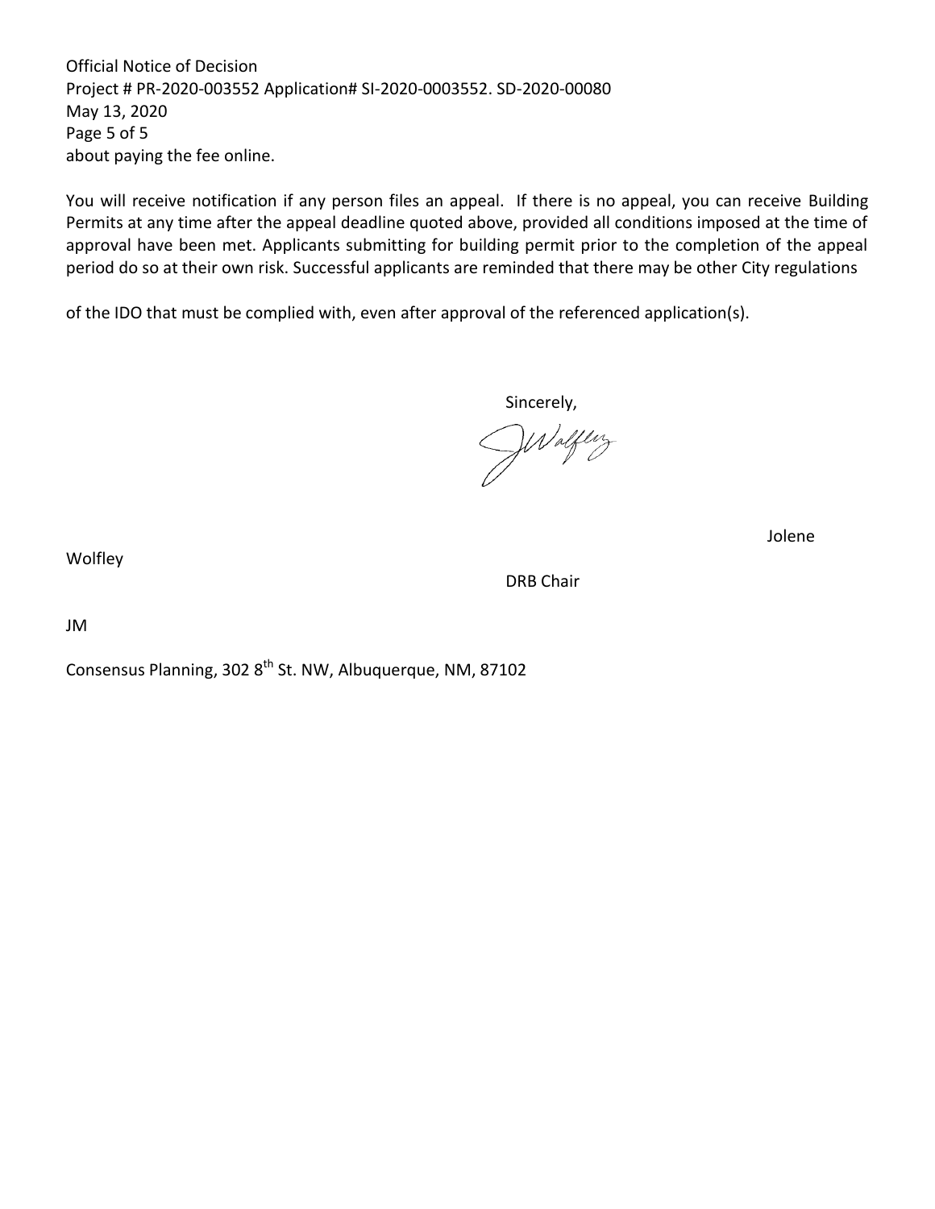about paying the fee online.

You will receive notification if any person files an appeal. If there is no appeal, you can receive Building Permits at any time after the appeal deadline quoted above, provided all conditions imposed at the time of approval have been met. Applicants submitting for building permit prior to the completion of the appeal period do so at their own risk. Successful applicants are reminded that there may be other City regulations

of the IDO that must be complied with, even after approval of the referenced application(s).

Sincerely,

Jolene Wolfley

DRB Chair

JM

Consensus Planning, 302 8th St. NW, Albuquerque, NM, 87102